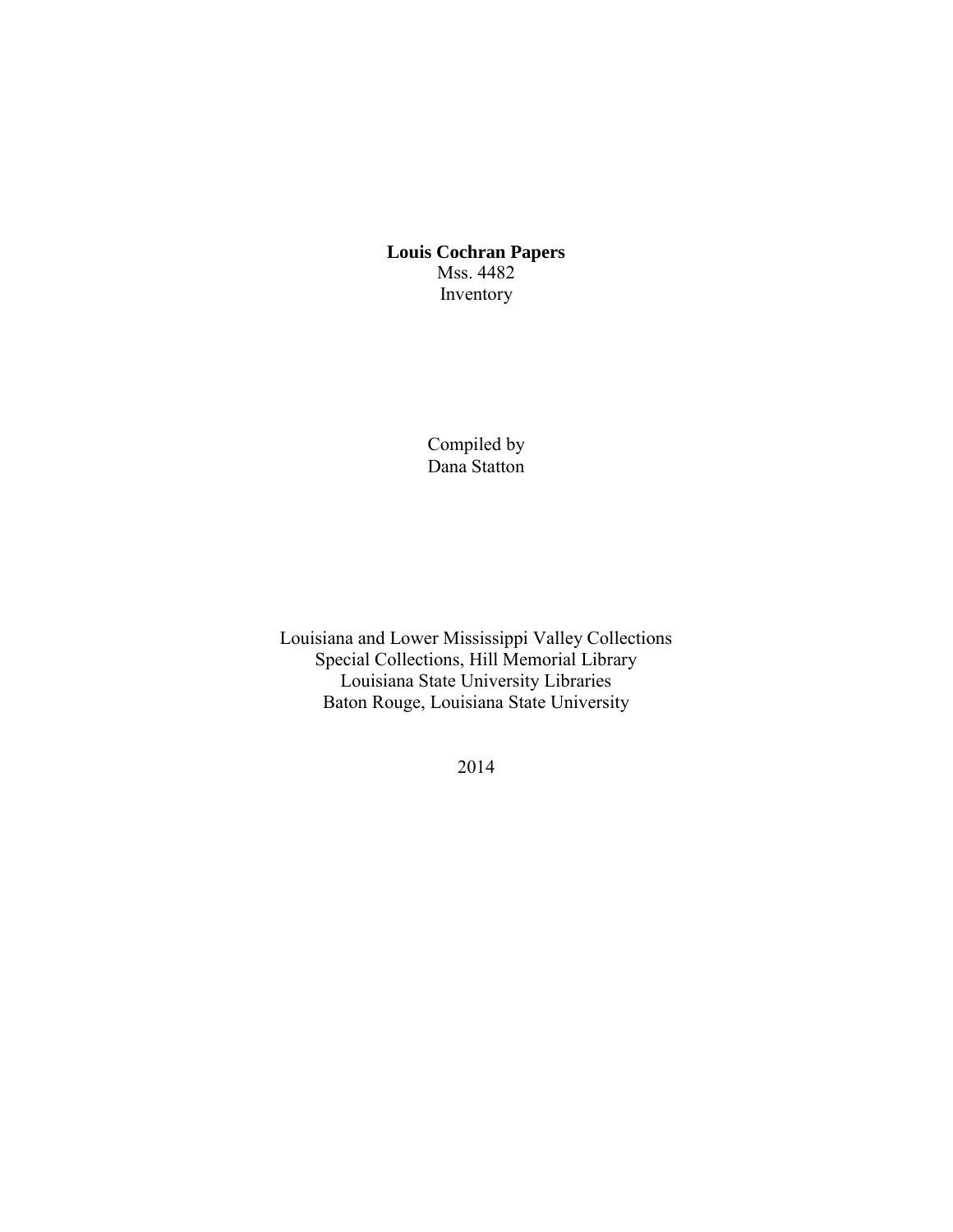**Louis Cochran Papers**

Mss. 4482

Inventory

Compiled by

Dana Statton

Louisiana and Lower Mississippi Valley Collections

Special Collections, Hill Memorial Library

Louisiana State University Libraries

Baton Rouge, Louisiana State University

2014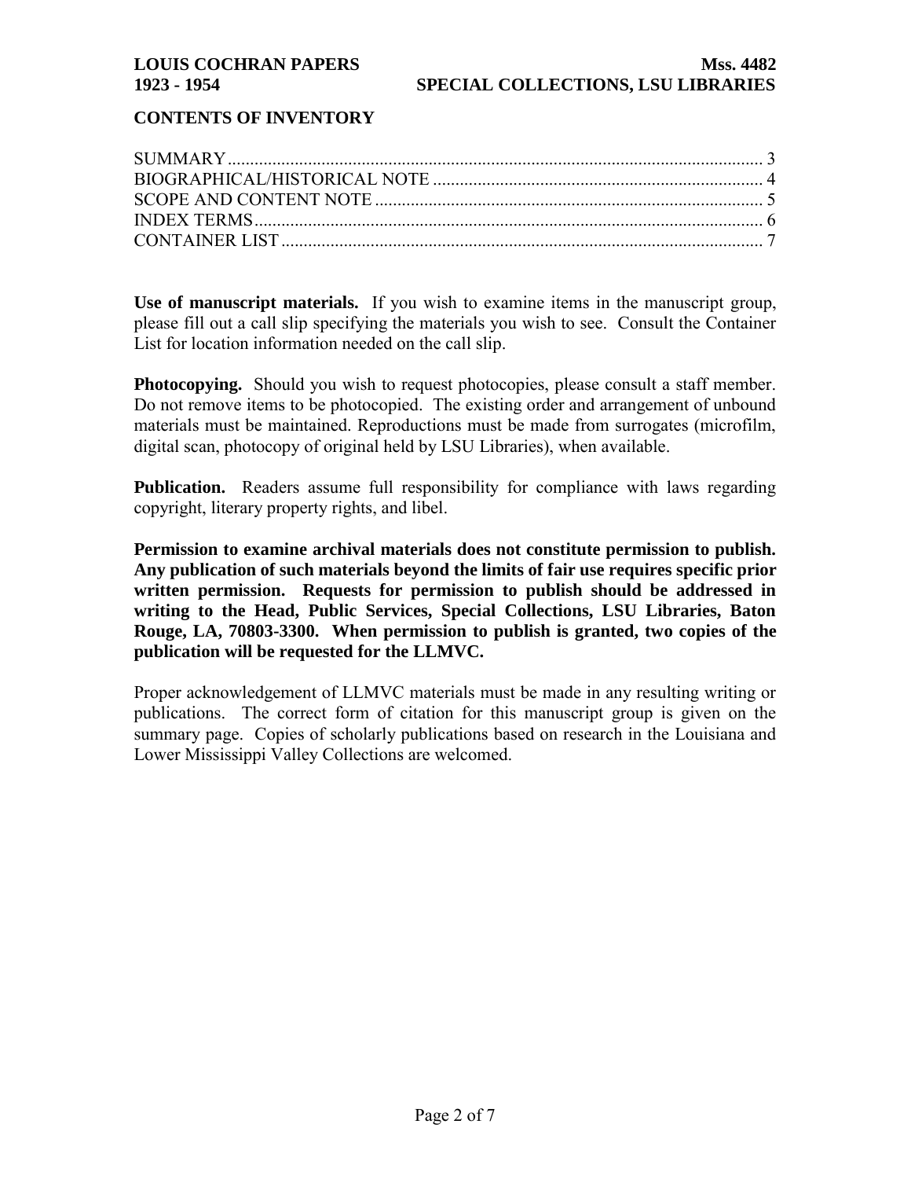## CONTENTS OF INVENTORY

| | |
|---|---|
| SUMMARY | 3 |
| BIOGRAPHICAL/HISTORICAL NOTE | 4 |
| SCOPE AND CONTENT NOTE | 5 |
| INDEX TERMS | 6 |
| CONTAINER LIST | 7 |

**Use of manuscript materials.** If you wish to examine items in the manuscript group, please fill out a call slip specifying the materials you wish to see. Consult the Container List for location information needed on the call slip.

**Photocopying.** Should you wish to request photocopies, please consult a staff member. Do not remove items to be photocopied. The existing order and arrangement of unbound materials must be maintained. Reproductions must be made from surrogates (microfilm, digital scan, photocopy of original held by LSU Libraries), when available.

**Publication.** Readers assume full responsibility for compliance with laws regarding copyright, literary property rights, and libel.

**Permission to examine archival materials does not constitute permission to publish. Any publication of such materials beyond the limits of fair use requires specific prior written permission. Requests for permission to publish should be addressed in writing to the Head, Public Services, Special Collections, LSU Libraries, Baton Rouge, LA, 70803-3300. When permission to publish is granted, two copies of the publication will be requested for the LLMVC.**

Proper acknowledgement of LLMVC materials must be made in any resulting writing or publications. The correct form of citation for this manuscript group is given on the summary page. Copies of scholarly publications based on research in the Louisiana and Lower Mississippi Valley Collections are welcomed.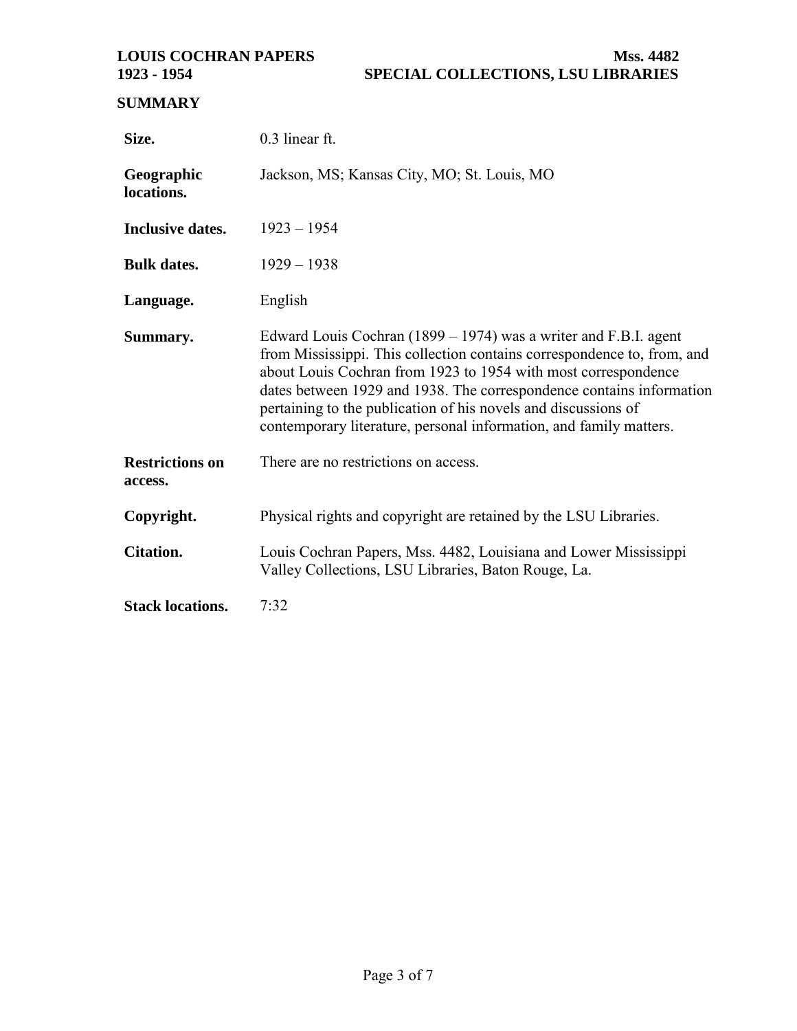## SUMMARY

| | |
|---|---|
| **Size.** | 0.3 linear ft. |
| **Geographic locations.** | Jackson, MS; Kansas City, MO; St. Louis, MO |
| **Inclusive dates.** | 1923 – 1954 |
| **Bulk dates.** | 1929 – 1938 |
| **Language.** | English |
| **Summary.** | Edward Louis Cochran (1899 – 1974) was a writer and F.B.I. agent from Mississippi. This collection contains correspondence to, from, and about Louis Cochran from 1923 to 1954 with most correspondence dates between 1929 and 1938. The correspondence contains information pertaining to the publication of his novels and discussions of contemporary literature, personal information, and family matters. |
| **Restrictions on access.** | There are no restrictions on access. |
| **Copyright.** | Physical rights and copyright are retained by the LSU Libraries. |
| **Citation.** | Louis Cochran Papers, Mss. 4482, Louisiana and Lower Mississippi Valley Collections, LSU Libraries, Baton Rouge, La. |
| **Stack locations.** | 7:32 |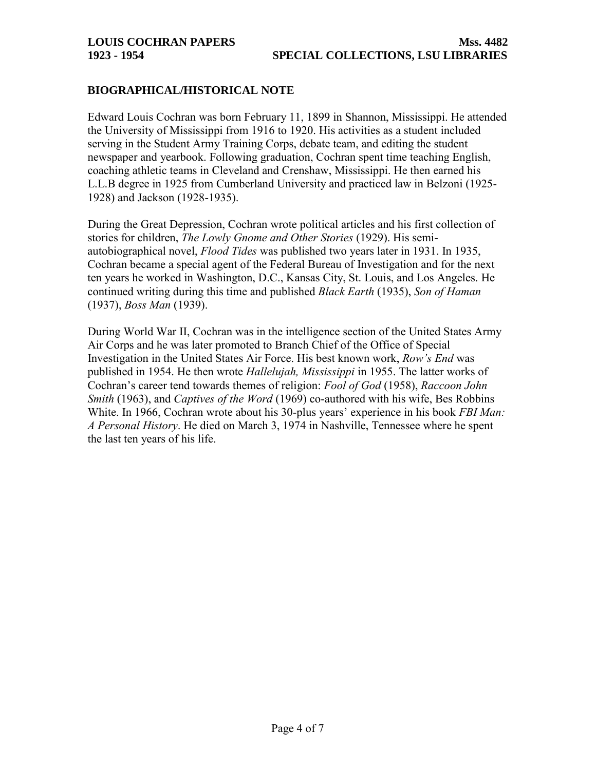## BIOGRAPHICAL/HISTORICAL NOTE

Edward Louis Cochran was born February 11, 1899 in Shannon, Mississippi. He attended the University of Mississippi from 1916 to 1920. His activities as a student included serving in the Student Army Training Corps, debate team, and editing the student newspaper and yearbook. Following graduation, Cochran spent time teaching English, coaching athletic teams in Cleveland and Crenshaw, Mississippi. He then earned his L.L.B degree in 1925 from Cumberland University and practiced law in Belzoni (1925-1928) and Jackson (1928-1935).

During the Great Depression, Cochran wrote political articles and his first collection of stories for children, *The Lowly Gnome and Other Stories* (1929). His semi-autobiographical novel, *Flood Tides* was published two years later in 1931. In 1935, Cochran became a special agent of the Federal Bureau of Investigation and for the next ten years he worked in Washington, D.C., Kansas City, St. Louis, and Los Angeles. He continued writing during this time and published *Black Earth* (1935), *Son of Haman* (1937), *Boss Man* (1939).

During World War II, Cochran was in the intelligence section of the United States Army Air Corps and he was later promoted to Branch Chief of the Office of Special Investigation in the United States Air Force. His best known work, *Row's End* was published in 1954. He then wrote *Hallelujah, Mississippi* in 1955. The latter works of Cochran's career tend towards themes of religion: *Fool of God* (1958), *Raccoon John Smith* (1963), and *Captives of the Word* (1969) co-authored with his wife, Bes Robbins White. In 1966, Cochran wrote about his 30-plus years' experience in his book *FBI Man: A Personal History*. He died on March 3, 1974 in Nashville, Tennessee where he spent the last ten years of his life.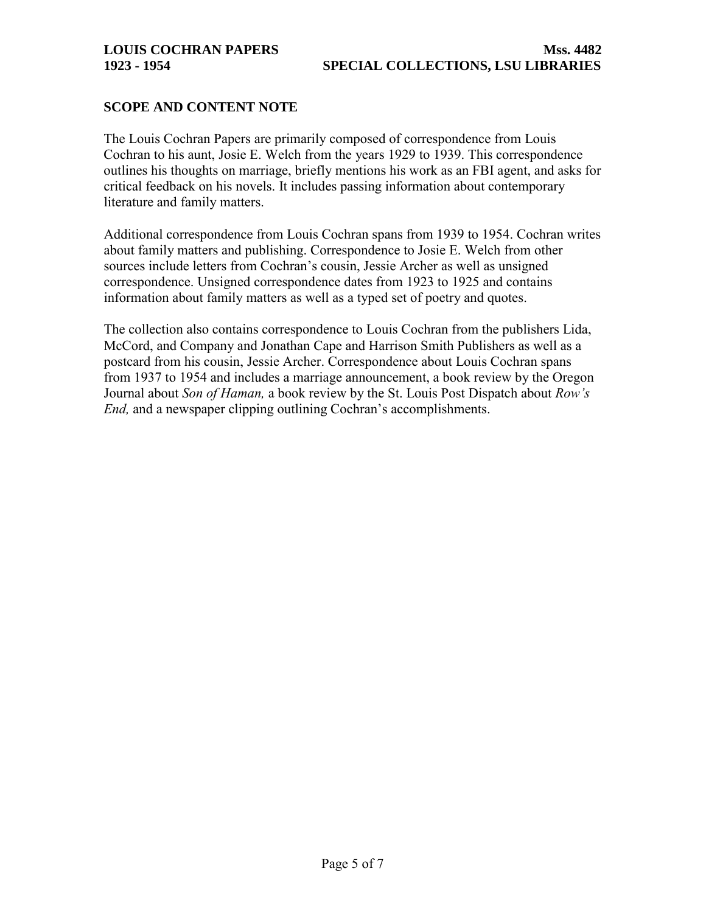## SCOPE AND CONTENT NOTE

The Louis Cochran Papers are primarily composed of correspondence from Louis Cochran to his aunt, Josie E. Welch from the years 1929 to 1939. This correspondence outlines his thoughts on marriage, briefly mentions his work as an FBI agent, and asks for critical feedback on his novels. It includes passing information about contemporary literature and family matters.

Additional correspondence from Louis Cochran spans from 1939 to 1954. Cochran writes about family matters and publishing. Correspondence to Josie E. Welch from other sources include letters from Cochran's cousin, Jessie Archer as well as unsigned correspondence. Unsigned correspondence dates from 1923 to 1925 and contains information about family matters as well as a typed set of poetry and quotes.

The collection also contains correspondence to Louis Cochran from the publishers Lida, McCord, and Company and Jonathan Cape and Harrison Smith Publishers as well as a postcard from his cousin, Jessie Archer. Correspondence about Louis Cochran spans from 1937 to 1954 and includes a marriage announcement, a book review by the Oregon Journal about *Son of Haman,* a book review by the St. Louis Post Dispatch about *Row's End,* and a newspaper clipping outlining Cochran's accomplishments.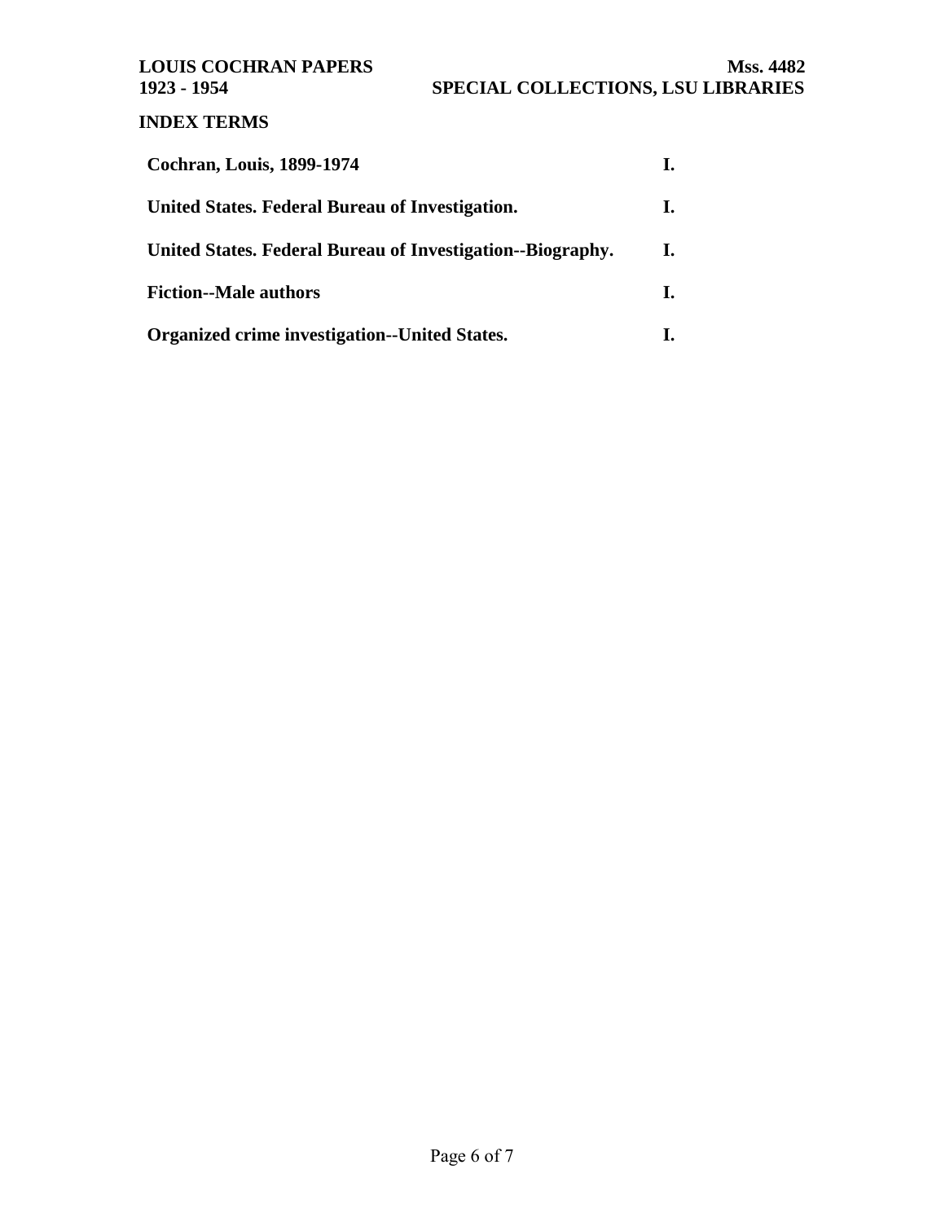## INDEX TERMS

| | |
|---|---|
| **Cochran, Louis, 1899-1974** | **I.** |
| **United States. Federal Bureau of Investigation.** | **I.** |
| **United States. Federal Bureau of Investigation--Biography.** | **I.** |
| **Fiction--Male authors** | **I.** |
| **Organized crime investigation--United States.** | **I.** |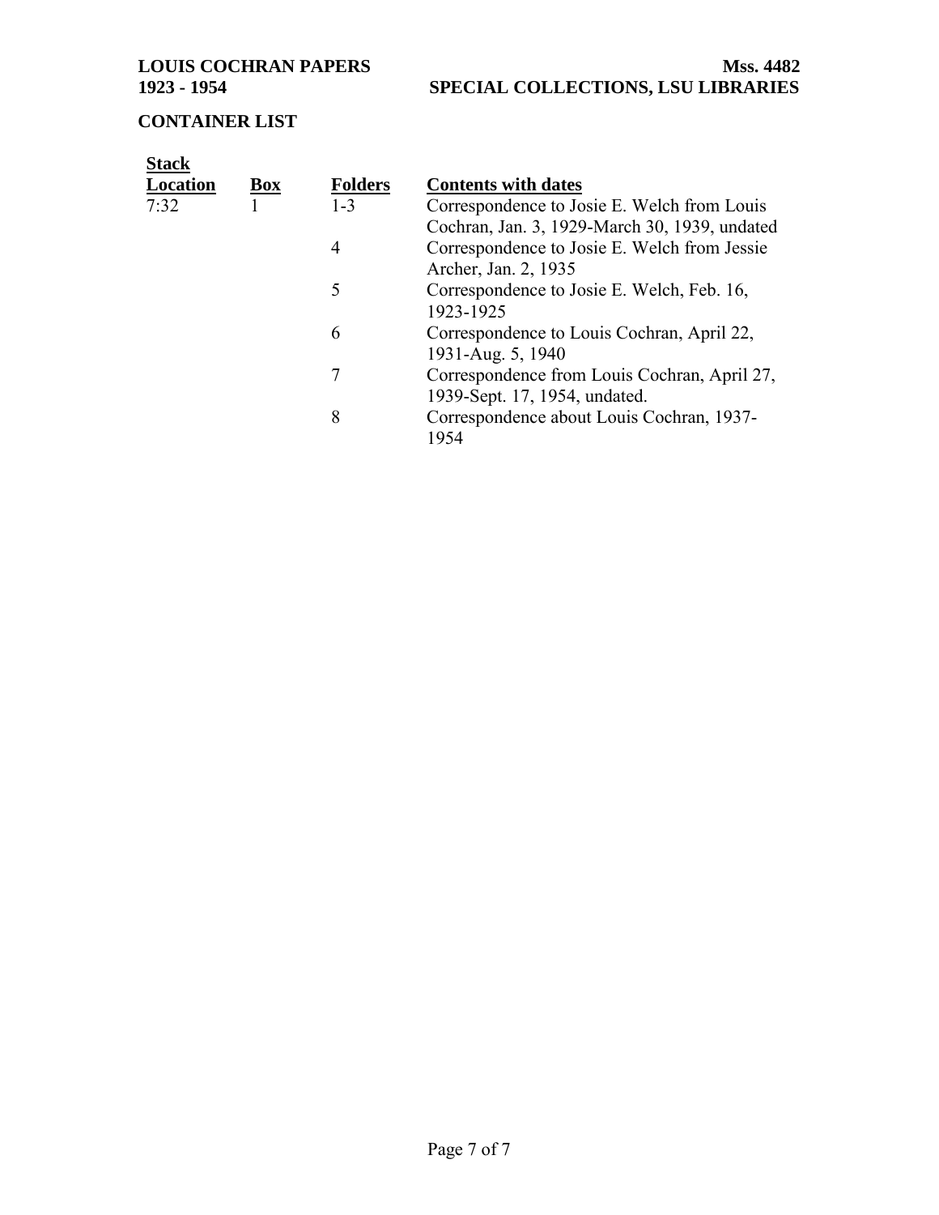**CONTAINER LIST**

| Stack Location | Box | Folders | Contents with dates |
| --- | --- | --- | --- |
| 7:32 | 1 | 1-3 | Correspondence to Josie E. Welch from Louis Cochran, Jan. 3, 1929-March 30, 1939, undated |
| | | 4 | Correspondence to Josie E. Welch from Jessie Archer, Jan. 2, 1935 |
| | | 5 | Correspondence to Josie E. Welch, Feb. 16, 1923-1925 |
| | | 6 | Correspondence to Louis Cochran, April 22, 1931-Aug. 5, 1940 |
| | | 7 | Correspondence from Louis Cochran, April 27, 1939-Sept. 17, 1954, undated. |
| | | 8 | Correspondence about Louis Cochran, 1937-1954 |